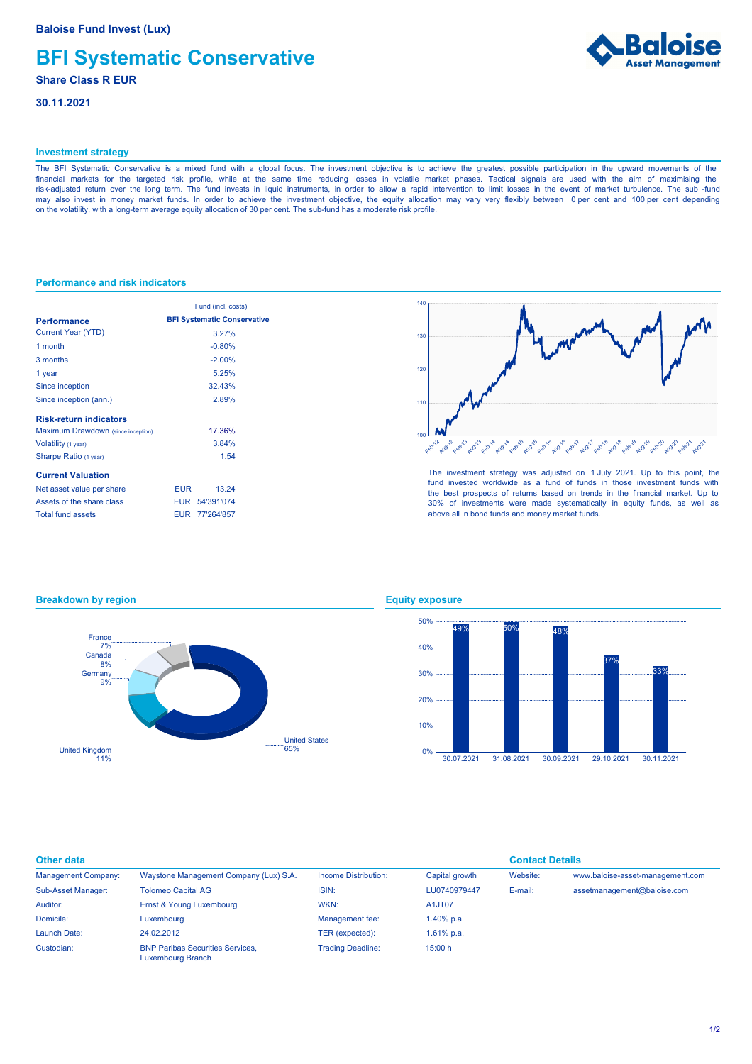Baloise Fund Invest (Lux)

# BFI Systematic Conservative

**Share Class R EUR**

**30.11.2021**

Baloise Asset Management

## Investment strategy

The BFI Systematic Conservative is a mixed fund with a global focus. The investment objective is to achieve the greatest possible participation in the upward movements of the financial markets for the targeted risk profile, while at the same time reducing losses in volatile market phases. Tactical signals are used with the aim of maximising the risk-adjusted return over the long term. The fund invests in liquid instruments, in order to allow a rapid intervention to limit losses in the event of market turbulence. The sub -fund may also invest in money market funds. In order to achieve the investment objective, the equity allocation may vary very flexibly between 0 per cent and 100 per cent depending on the volatility, with a long-term average equity allocation of 30 per cent. The sub-fund has a moderate risk profile.

## Performance and risk indicators

| | Fund (incl. costs) |
|---|---|
| **Performance** | **BFI Systematic Conservative** |
| Current Year (YTD) | 3.27% |
| 1 month | -0.80% |
| 3 months | -2.00% |
| 1 year | 5.25% |
| Since inception | 32.43% |
| Since inception (ann.) | 2.89% |
| **Risk-return indicators** | |
| Maximum Drawdown (since inception) | 17.36% |
| Volatility (1 year) | 3.84% |
| Sharpe Ratio (1 year) | 1.54 |
| **Current Valuation** | |
| Net asset value per share | EUR 13.24 |
| Assets of the share class | EUR 54'391'074 |
| Total fund assets | EUR 77'264'857 |

140
130
120
110
100
Feb-12 Aug-12 Feb-13 Aug-13 Feb-14 Aug-14 Feb-15 Aug-15 Feb-16 Aug-16 Feb-17 Aug-17 Feb-18 Aug-18 Feb-19 Aug-19 Feb-20 Aug-20 Feb-21 Aug-21

The investment strategy was adjusted on 1 July 2021. Up to this point, the fund invested worldwide as a fund of funds in those investment funds with the best prospects of returns based on trends in the financial market. Up to 30% of investments were made systematically in equity funds, as well as above all in bond funds and money market funds.

## Breakdown by region

France 7%
Canada 8%
Germany 9%
United Kingdom 11%
United States 65%

## Equity exposure

50%
40%
30%
20%
10%
0%
49% 50% 48% 37% 33%
30.07.2021 31.08.2021 30.09.2021 29.10.2021 30.11.2021

## Other data

| | | | |
|---|---|---|---|
| Management Company: | Waystone Management Company (Lux) S.A. | Income Distribution: | Capital growth |
| Sub-Asset Manager: | Tolomeo Capital AG | ISIN: | LU0740979447 |
| Auditor: | Ernst & Young Luxembourg | WKN: | A1JT07 |
| Domicile: | Luxembourg | Management fee: | 1.40% p.a. |
| Launch Date: | 24.02.2012 | TER (expected): | 1.61% p.a. |
| Custodian: | BNP Paribas Securities Services, Luxembourg Branch | Trading Deadline: | 15:00 h |

## Contact Details

| | |
|---|---|
| Website: | www.baloise-asset-management.com |
| E-mail: | assetmanagement@baloise.com |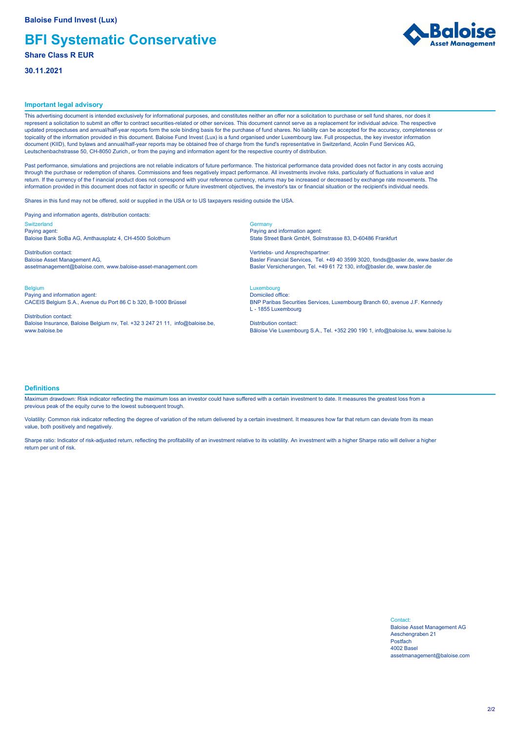Baloise Fund Invest (Lux)

# BFI Systematic Conservative

**Share Class R EUR**

**30.11.2021**

## Important legal advisory

This advertising document is intended exclusively for informational purposes, and constitutes neither an offer nor a solicitation to purchase or sell fund shares, nor does it represent a solicitation to submit an offer to contract securities-related or other services. This document cannot serve as a replacement for individual advice. The respective updated prospectuses and annual/half-year reports form the sole binding basis for the purchase of fund shares. No liability can be accepted for the accuracy, completeness or topicality of the information provided in this document. Baloise Fund Invest (Lux) is a fund organised under Luxembourg law. Full prospectus, the key investor information document (KIID), fund bylaws and annual/half-year reports may be obtained free of charge from the fund's representative in Switzerland, Acolin Fund Services AG, Leutschenbachstrasse 50, CH-8050 Zurich, or from the paying and information agent for the respective country of distribution.

Past performance, simulations and projections are not reliable indicators of future performance. The historical performance data provided does not factor in any costs accruing through the purchase or redemption of shares. Commissions and fees negatively impact performance. All investments involve risks, particularly of fluctuations in value and return. If the currency of the f inancial product does not correspond with your reference currency, returns may be increased or decreased by exchange rate movements. The information provided in this document does not factor in specific or future investment objectives, the investor's tax or financial situation or the recipient's individual needs.

Shares in this fund may not be offered, sold or supplied in the USA or to US taxpayers residing outside the USA.

Paying and information agents, distribution contacts:

Switzerland
Paying agent:
Baloise Bank SoBa AG, Amthausplatz 4, CH-4500 Solothurn

Distribution contact:
Baloise Asset Management AG,
assetmanagement@baloise.com, www.baloise-asset-management.com

Belgium
Paying and information agent:
CACEIS Belgium S.A., Avenue du Port 86 C b 320, B-1000 Brüssel

Distribution contact:
Baloise Insurance, Baloise Belgium nv, Tel. +32 3 247 21 11, info@baloise.be, www.baloise.be

Germany
Paying and information agent:
State Street Bank GmbH, Solmstrasse 83, D-60486 Frankfurt

Vertriebs- und Ansprechspartner:
Basler Financial Services, Tel. +49 40 3599 3020, fonds@basler.de, www.basler.de
Basler Versicherungen, Tel. +49 61 72 130, info@basler.de, www.basler.de

Luxembourg
Domiciled office:
BNP Paribas Securities Services, Luxembourg Branch 60, avenue J.F. Kennedy L - 1855 Luxembourg

Distribution contact:
Bâloise Vie Luxembourg S.A., Tel. +352 290 190 1, info@baloise.lu, www.baloise.lu

## Definitions

Maximum drawdown: Risk indicator reflecting the maximum loss an investor could have suffered with a certain investment to date. It measures the greatest loss from a previous peak of the equity curve to the lowest subsequent trough.

Volatility: Common risk indicator reflecting the degree of variation of the return delivered by a certain investment. It measures how far that return can deviate from its mean value, both positively and negatively.

Sharpe ratio: Indicator of risk-adjusted return, reflecting the profitability of an investment relative to its volatility. An investment with a higher Sharpe ratio will deliver a higher return per unit of risk.

Contact:
Baloise Asset Management AG
Aeschengraben 21
Postfach
4002 Basel
assetmanagement@baloise.com